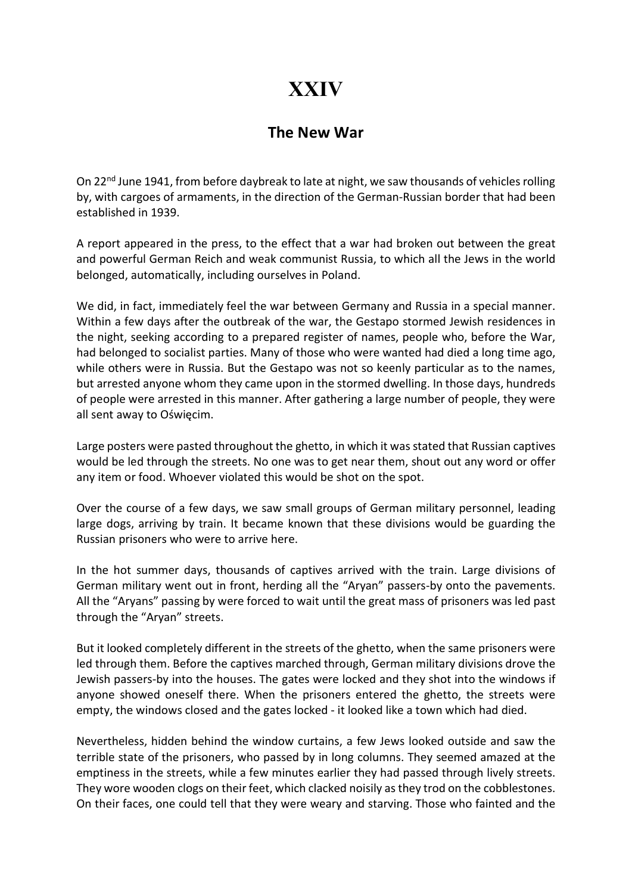# XXIV

## The New War

On 22nd June 1941, from before daybreak to late at night, we saw thousands of vehicles rolling by, with cargoes of armaments, in the direction of the German-Russian border that had been established in 1939.

A report appeared in the press, to the effect that a war had broken out between the great and powerful German Reich and weak communist Russia, to which all the Jews in the world belonged, automatically, including ourselves in Poland.

We did, in fact, immediately feel the war between Germany and Russia in a special manner. Within a few days after the outbreak of the war, the Gestapo stormed Jewish residences in the night, seeking according to a prepared register of names, people who, before the War, had belonged to socialist parties. Many of those who were wanted had died a long time ago, while others were in Russia. But the Gestapo was not so keenly particular as to the names, but arrested anyone whom they came upon in the stormed dwelling. In those days, hundreds of people were arrested in this manner. After gathering a large number of people, they were all sent away to Oświęcim.

Large posters were pasted throughout the ghetto, in which it was stated that Russian captives would be led through the streets. No one was to get near them, shout out any word or offer any item or food. Whoever violated this would be shot on the spot.

Over the course of a few days, we saw small groups of German military personnel, leading large dogs, arriving by train. It became known that these divisions would be guarding the Russian prisoners who were to arrive here.

In the hot summer days, thousands of captives arrived with the train. Large divisions of German military went out in front, herding all the "Aryan" passers-by onto the pavements. All the "Aryans" passing by were forced to wait until the great mass of prisoners was led past through the "Aryan" streets.

But it looked completely different in the streets of the ghetto, when the same prisoners were led through them. Before the captives marched through, German military divisions drove the Jewish passers-by into the houses. The gates were locked and they shot into the windows if anyone showed oneself there. When the prisoners entered the ghetto, the streets were empty, the windows closed and the gates locked - it looked like a town which had died.

Nevertheless, hidden behind the window curtains, a few Jews looked outside and saw the terrible state of the prisoners, who passed by in long columns. They seemed amazed at the emptiness in the streets, while a few minutes earlier they had passed through lively streets. They wore wooden clogs on their feet, which clacked noisily as they trod on the cobblestones. On their faces, one could tell that they were weary and starving. Those who fainted and the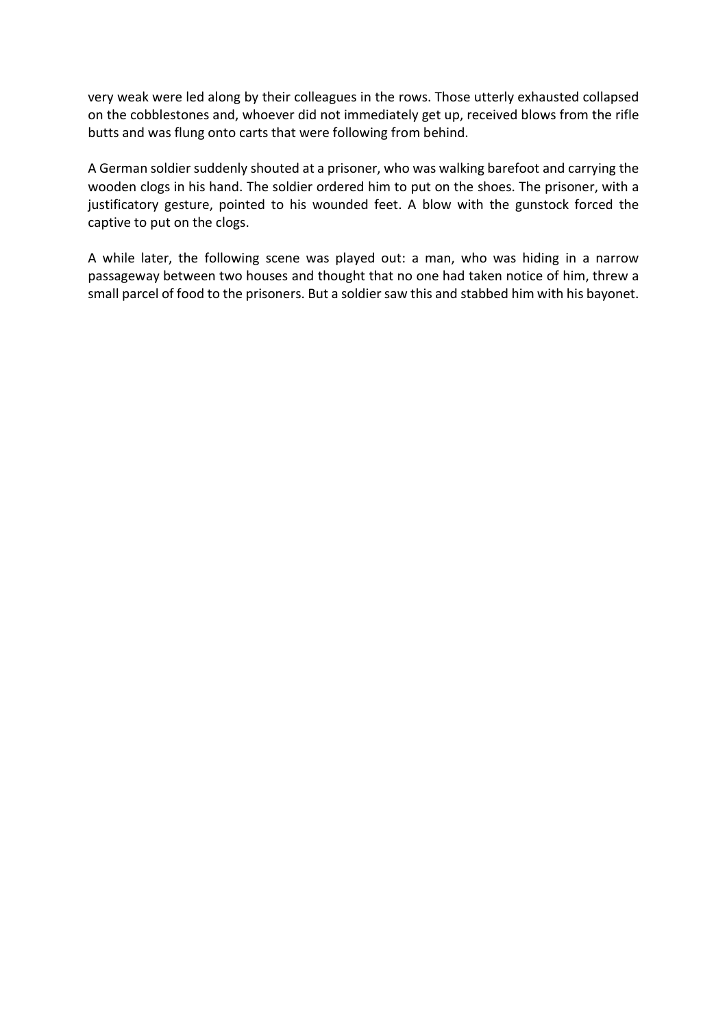very weak were led along by their colleagues in the rows. Those utterly exhausted collapsed on the cobblestones and, whoever did not immediately get up, received blows from the rifle butts and was flung onto carts that were following from behind.

A German soldier suddenly shouted at a prisoner, who was walking barefoot and carrying the wooden clogs in his hand. The soldier ordered him to put on the shoes. The prisoner, with a justificatory gesture, pointed to his wounded feet. A blow with the gunstock forced the captive to put on the clogs.

A while later, the following scene was played out: a man, who was hiding in a narrow passageway between two houses and thought that no one had taken notice of him, threw a small parcel of food to the prisoners. But a soldier saw this and stabbed him with his bayonet.